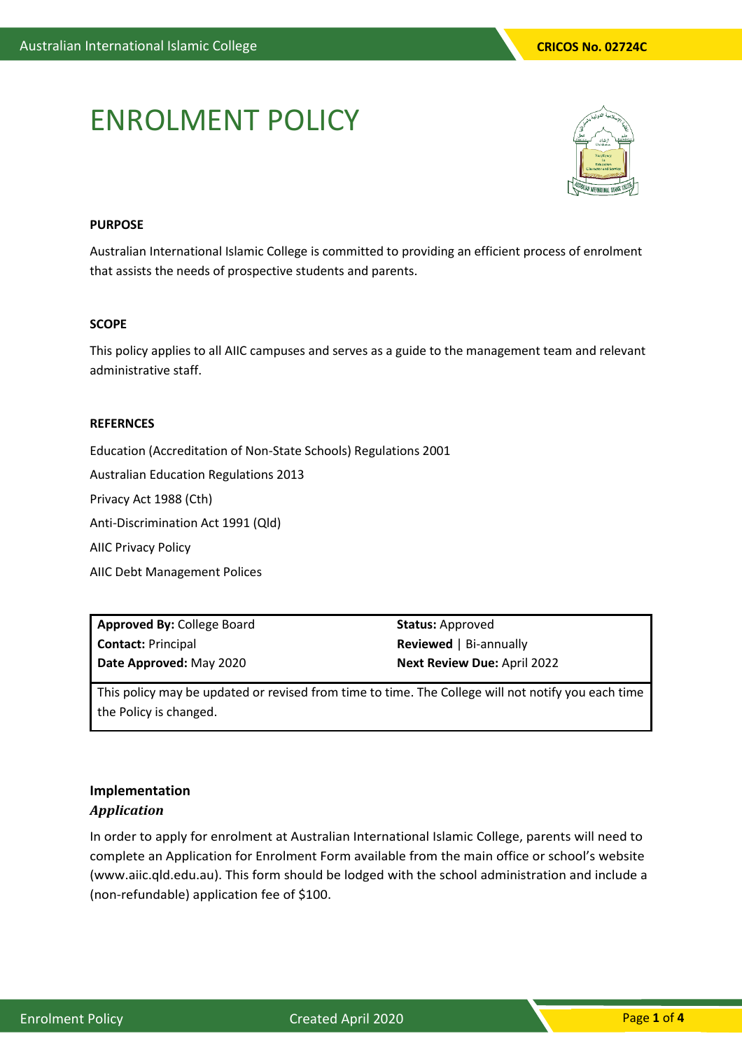# ENROLMENT POLICY

**PURPOSE**

Australian International Islamic College is committed to providing an efficient process of enrolment that assists the needs of prospective students and parents.

**SCOPE**

This policy applies to all AIIC campuses and serves as a guide to the management team and relevant administrative staff.

**REFERNCES**

Education (Accreditation of Non-State Schools) Regulations 2001

Australian Education Regulations 2013

Privacy Act 1988 (Cth)

Anti-Discrimination Act 1991 (Qld)

AIIC Privacy Policy

AIIC Debt Management Polices

| **Approved By:** College Board | **Status:** Approved |
|---|---|
| **Contact:** Principal | **Reviewed** \| Bi-annually |
| **Date Approved:** May 2020 | **Next Review Due:** April 2022 |
| This policy may be updated or revised from time to time. The College will not notify you each time the Policy is changed. | |

## Implementation

### *Application*

In order to apply for enrolment at Australian International Islamic College, parents will need to complete an Application for Enrolment Form available from the main office or school's website (www.aiic.qld.edu.au). This form should be lodged with the school administration and include a (non-refundable) application fee of $100.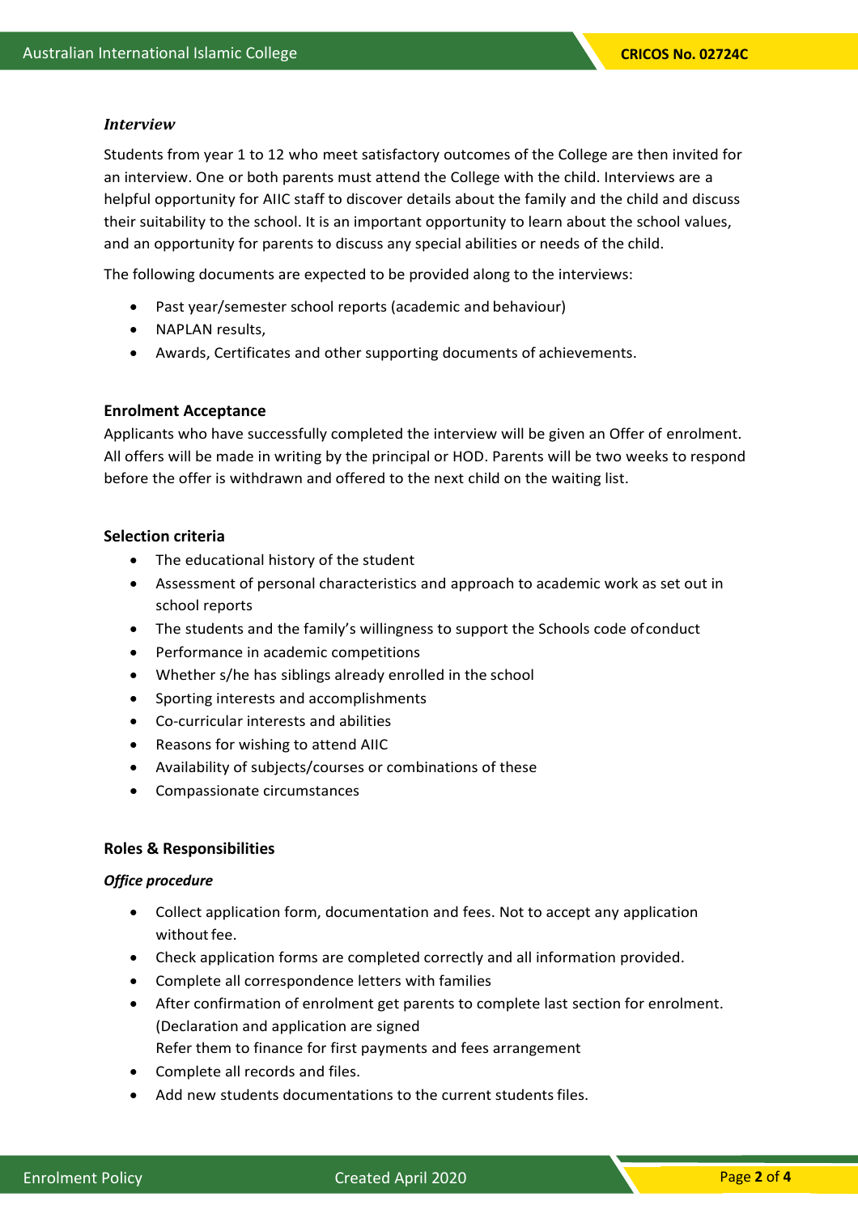***Interview***

Students from year 1 to 12 who meet satisfactory outcomes of the College are then invited for an interview. One or both parents must attend the College with the child. Interviews are a helpful opportunity for AIIC staff to discover details about the family and the child and discuss their suitability to the school. It is an important opportunity to learn about the school values, and an opportunity for parents to discuss any special abilities or needs of the child.

The following documents are expected to be provided along to the interviews:

- Past year/semester school reports (academic and behaviour)
- NAPLAN results,
- Awards, Certificates and other supporting documents of achievements.

**Enrolment Acceptance**

Applicants who have successfully completed the interview will be given an Offer of enrolment. All offers will be made in writing by the principal or HOD. Parents will be two weeks to respond before the offer is withdrawn and offered to the next child on the waiting list.

**Selection criteria**

- The educational history of the student
- Assessment of personal characteristics and approach to academic work as set out in school reports
- The students and the family's willingness to support the Schools code of conduct
- Performance in academic competitions
- Whether s/he has siblings already enrolled in the school
- Sporting interests and accomplishments
- Co-curricular interests and abilities
- Reasons for wishing to attend AIIC
- Availability of subjects/courses or combinations of these
- Compassionate circumstances

**Roles & Responsibilities**

***Office procedure***

- Collect application form, documentation and fees. Not to accept any application without fee.
- Check application forms are completed correctly and all information provided.
- Complete all correspondence letters with families
- After confirmation of enrolment get parents to complete last section for enrolment. (Declaration and application are signed
  Refer them to finance for first payments and fees arrangement
- Complete all records and files.
- Add new students documentations to the current students files.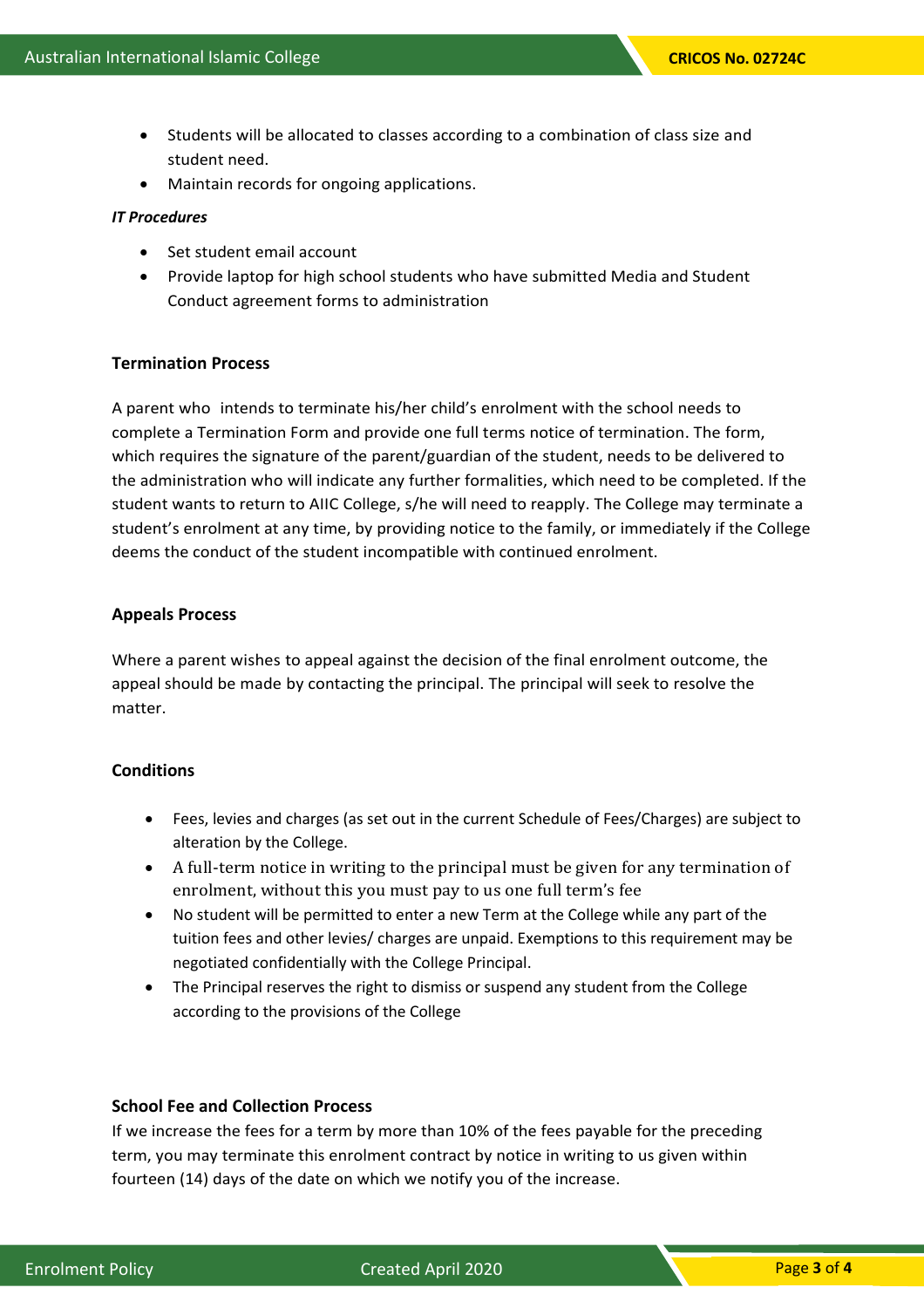- Students will be allocated to classes according to a combination of class size and student need.
- Maintain records for ongoing applications.

***IT Procedures***

- Set student email account
- Provide laptop for high school students who have submitted Media and Student Conduct agreement forms to administration

**Termination Process**

A parent who  intends to terminate his/her child's enrolment with the school needs to complete a Termination Form and provide one full terms notice of termination. The form, which requires the signature of the parent/guardian of the student, needs to be delivered to the administration who will indicate any further formalities, which need to be completed. If the student wants to return to AIIC College, s/he will need to reapply. The College may terminate a student's enrolment at any time, by providing notice to the family, or immediately if the College deems the conduct of the student incompatible with continued enrolment.

**Appeals Process**

Where a parent wishes to appeal against the decision of the final enrolment outcome, the appeal should be made by contacting the principal. The principal will seek to resolve the matter.

**Conditions**

- Fees, levies and charges (as set out in the current Schedule of Fees/Charges) are subject to alteration by the College.
- A full-term notice in writing to the principal must be given for any termination of enrolment, without this you must pay to us one full term's fee
- No student will be permitted to enter a new Term at the College while any part of the tuition fees and other levies/ charges are unpaid. Exemptions to this requirement may be negotiated confidentially with the College Principal.
- The Principal reserves the right to dismiss or suspend any student from the College according to the provisions of the College

**School Fee and Collection Process**

If we increase the fees for a term by more than 10% of the fees payable for the preceding term, you may terminate this enrolment contract by notice in writing to us given within fourteen (14) days of the date on which we notify you of the increase.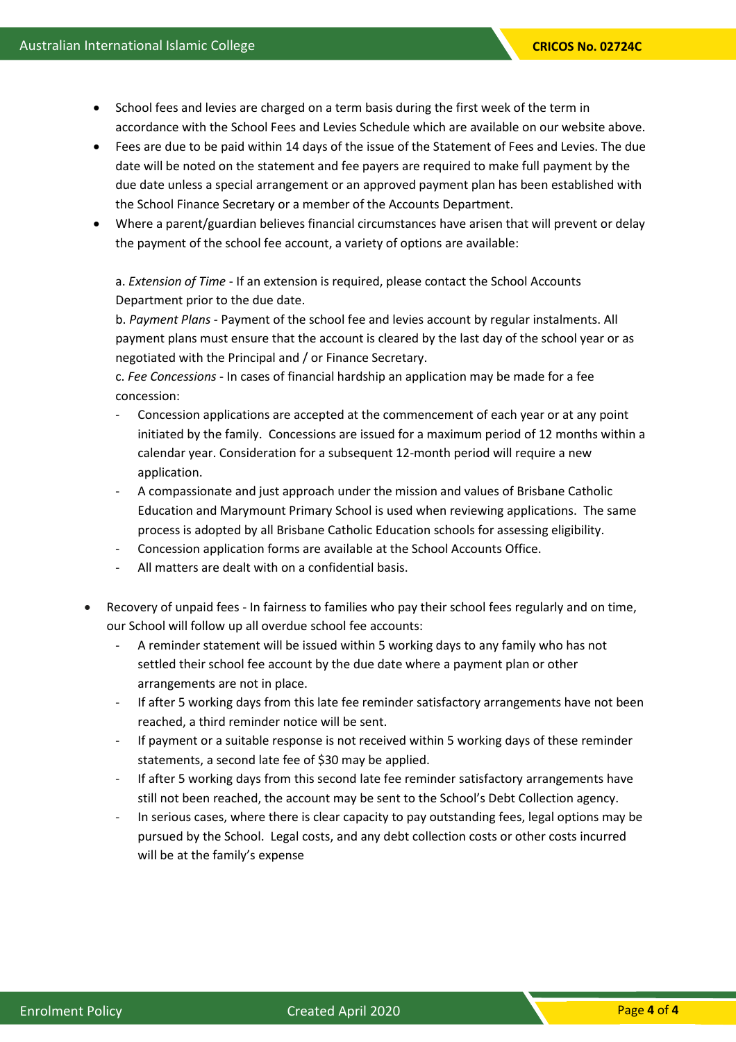- School fees and levies are charged on a term basis during the first week of the term in accordance with the School Fees and Levies Schedule which are available on our website above.
- Fees are due to be paid within 14 days of the issue of the Statement of Fees and Levies. The due date will be noted on the statement and fee payers are required to make full payment by the due date unless a special arrangement or an approved payment plan has been established with the School Finance Secretary or a member of the Accounts Department.
- Where a parent/guardian believes financial circumstances have arisen that will prevent or delay the payment of the school fee account, a variety of options are available:

  a. *Extension of Time* - If an extension is required, please contact the School Accounts Department prior to the due date.
  b. *Payment Plans* - Payment of the school fee and levies account by regular instalments. All payment plans must ensure that the account is cleared by the last day of the school year or as negotiated with the Principal and / or Finance Secretary.
  c. *Fee Concessions* - In cases of financial hardship an application may be made for a fee concession:
  - Concession applications are accepted at the commencement of each year or at any point initiated by the family. Concessions are issued for a maximum period of 12 months within a calendar year. Consideration for a subsequent 12-month period will require a new application.
  - A compassionate and just approach under the mission and values of Brisbane Catholic Education and Marymount Primary School is used when reviewing applications. The same process is adopted by all Brisbane Catholic Education schools for assessing eligibility.
  - Concession application forms are available at the School Accounts Office.
  - All matters are dealt with on a confidential basis.

- Recovery of unpaid fees - In fairness to families who pay their school fees regularly and on time, our School will follow up all overdue school fee accounts:
  - A reminder statement will be issued within 5 working days to any family who has not settled their school fee account by the due date where a payment plan or other arrangements are not in place.
  - If after 5 working days from this late fee reminder satisfactory arrangements have not been reached, a third reminder notice will be sent.
  - If payment or a suitable response is not received within 5 working days of these reminder statements, a second late fee of $30 may be applied.
  - If after 5 working days from this second late fee reminder satisfactory arrangements have still not been reached, the account may be sent to the School's Debt Collection agency.
  - In serious cases, where there is clear capacity to pay outstanding fees, legal options may be pursued by the School. Legal costs, and any debt collection costs or other costs incurred will be at the family's expense